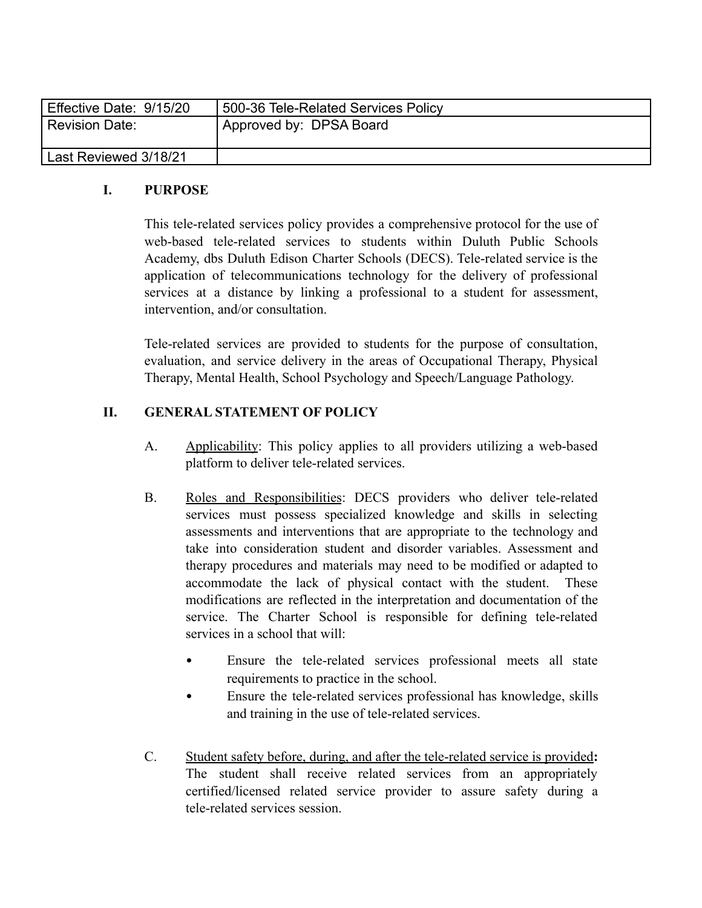| Effective Date: 9/15/20 | 500-36 Tele-Related Services Policy |
| --- | --- |
| Revision Date: | Approved by: DPSA Board |
| Last Reviewed 3/18/21 | |

## I. PURPOSE

This tele-related services policy provides a comprehensive protocol for the use of web-based tele-related services to students within Duluth Public Schools Academy, dbs Duluth Edison Charter Schools (DECS). Tele-related service is the application of telecommunications technology for the delivery of professional services at a distance by linking a professional to a student for assessment, intervention, and/or consultation.

Tele-related services are provided to students for the purpose of consultation, evaluation, and service delivery in the areas of Occupational Therapy, Physical Therapy, Mental Health, School Psychology and Speech/Language Pathology.

## II. GENERAL STATEMENT OF POLICY

A. Applicability: This policy applies to all providers utilizing a web-based platform to deliver tele-related services.

B. Roles and Responsibilities: DECS providers who deliver tele-related services must possess specialized knowledge and skills in selecting assessments and interventions that are appropriate to the technology and take into consideration student and disorder variables. Assessment and therapy procedures and materials may need to be modified or adapted to accommodate the lack of physical contact with the student. These modifications are reflected in the interpretation and documentation of the service. The Charter School is responsible for defining tele-related services in a school that will:

- Ensure the tele-related services professional meets all state requirements to practice in the school.
- Ensure the tele-related services professional has knowledge, skills and training in the use of tele-related services.

C. Student safety before, during, and after the tele-related service is provided**:** The student shall receive related services from an appropriately certified/licensed related service provider to assure safety during a tele-related services session.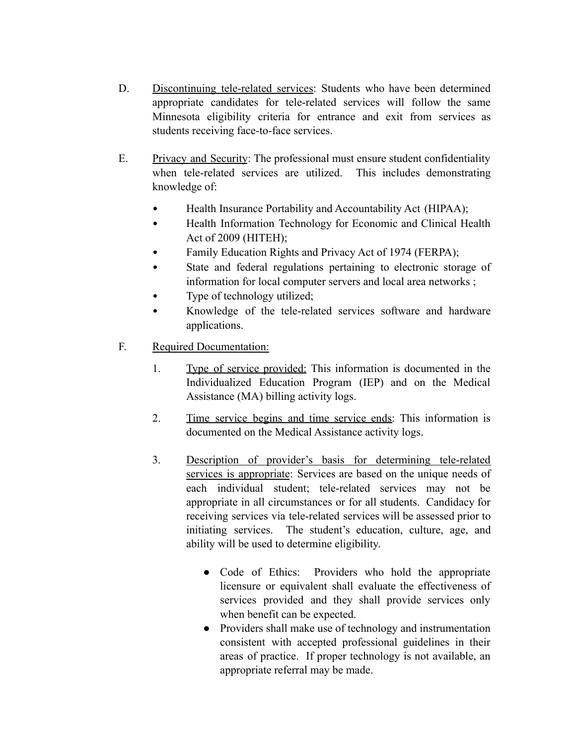D. <u>Discontinuing tele-related services</u>: Students who have been determined appropriate candidates for tele-related services will follow the same Minnesota eligibility criteria for entrance and exit from services as students receiving face-to-face services.

E. <u>Privacy and Security</u>: The professional must ensure student confidentiality when tele-related services are utilized. This includes demonstrating knowledge of:

- Health Insurance Portability and Accountability Act (HIPAA);
- Health Information Technology for Economic and Clinical Health Act of 2009 (HITEH);
- Family Education Rights and Privacy Act of 1974 (FERPA);
- State and federal regulations pertaining to electronic storage of information for local computer servers and local area networks ;
- Type of technology utilized;
- Knowledge of the tele-related services software and hardware applications.

F. <u>Required Documentation:</u>

1. <u>Type of service provided:</u> This information is documented in the Individualized Education Program (IEP) and on the Medical Assistance (MA) billing activity logs.

2. <u>Time service begins and time service ends</u>: This information is documented on the Medical Assistance activity logs.

3. <u>Description of provider's basis for determining tele-related services is appropriate</u>: Services are based on the unique needs of each individual student; tele-related services may not be appropriate in all circumstances or for all students. Candidacy for receiving services via tele-related services will be assessed prior to initiating services. The student's education, culture, age, and ability will be used to determine eligibility.

   - Code of Ethics: Providers who hold the appropriate licensure or equivalent shall evaluate the effectiveness of services provided and they shall provide services only when benefit can be expected.
   - Providers shall make use of technology and instrumentation consistent with accepted professional guidelines in their areas of practice. If proper technology is not available, an appropriate referral may be made.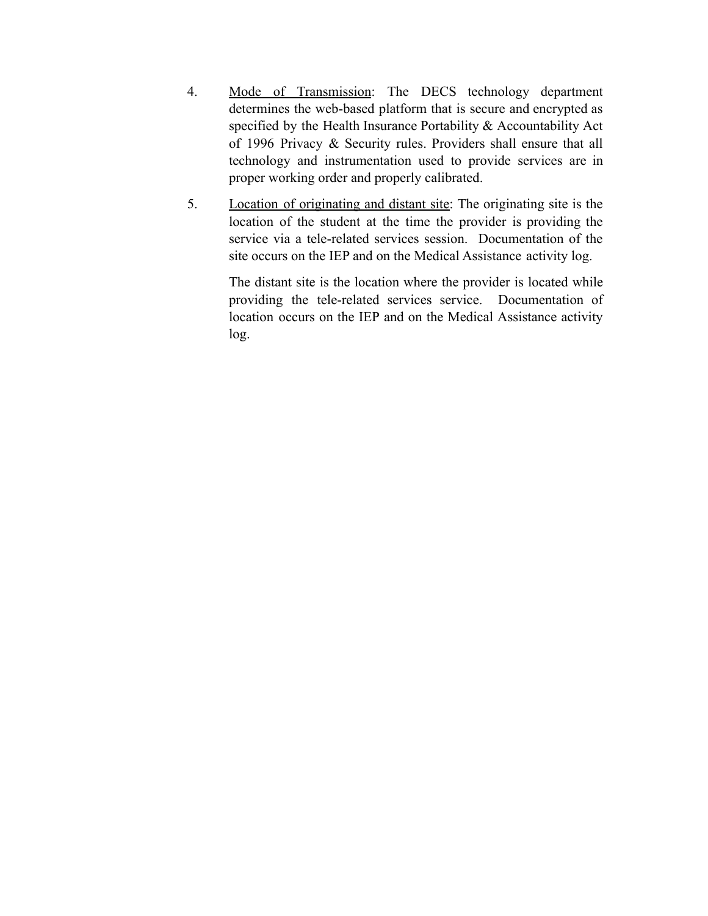4. <u>Mode of Transmission</u>: The DECS technology department determines the web-based platform that is secure and encrypted as specified by the Health Insurance Portability & Accountability Act of 1996 Privacy & Security rules. Providers shall ensure that all technology and instrumentation used to provide services are in proper working order and properly calibrated.

5. <u>Location of originating and distant site</u>: The originating site is the location of the student at the time the provider is providing the service via a tele-related services session. Documentation of the site occurs on the IEP and on the Medical Assistance activity log.

   The distant site is the location where the provider is located while providing the tele-related services service. Documentation of location occurs on the IEP and on the Medical Assistance activity log.